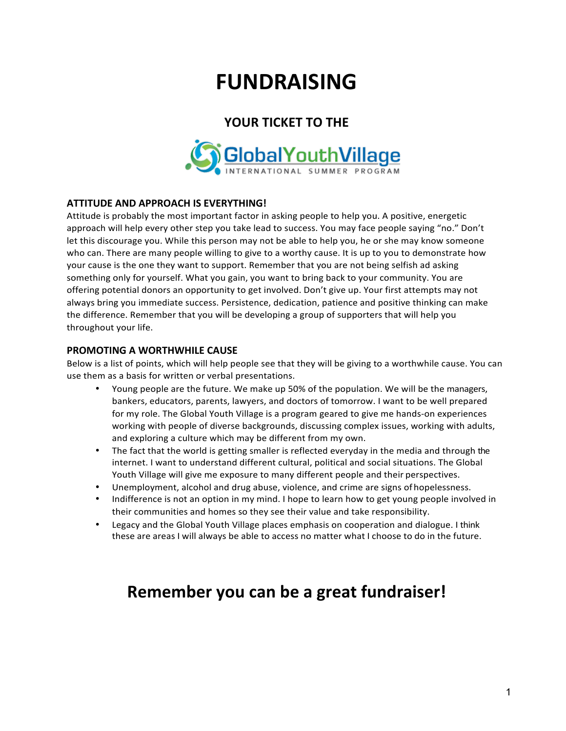# FUNDRAISING

## YOUR TICKET TO THE

GlobalYouthVillage
INTERNATIONAL SUMMER PROGRAM

### ATTITUDE AND APPROACH IS EVERYTHING!

Attitude is probably the most important factor in asking people to help you. A positive, energetic approach will help every other step you take lead to success. You may face people saying "no." Don't let this discourage you. While this person may not be able to help you, he or she may know someone who can. There are many people willing to give to a worthy cause. It is up to you to demonstrate how your cause is the one they want to support. Remember that you are not being selfish ad asking something only for yourself. What you gain, you want to bring back to your community. You are offering potential donors an opportunity to get involved. Don't give up. Your first attempts may not always bring you immediate success. Persistence, dedication, patience and positive thinking can make the difference. Remember that you will be developing a group of supporters that will help you throughout your life.

### PROMOTING A WORTHWHILE CAUSE

Below is a list of points, which will help people see that they will be giving to a worthwhile cause. You can use them as a basis for written or verbal presentations.

- Young people are the future. We make up 50% of the population. We will be the managers, bankers, educators, parents, lawyers, and doctors of tomorrow. I want to be well prepared for my role. The Global Youth Village is a program geared to give me hands-on experiences working with people of diverse backgrounds, discussing complex issues, working with adults, and exploring a culture which may be different from my own.
- The fact that the world is getting smaller is reflected everyday in the media and through the internet. I want to understand different cultural, political and social situations. The Global Youth Village will give me exposure to many different people and their perspectives.
- Unemployment, alcohol and drug abuse, violence, and crime are signs of hopelessness.
- Indifference is not an option in my mind. I hope to learn how to get young people involved in their communities and homes so they see their value and take responsibility.
- Legacy and the Global Youth Village places emphasis on cooperation and dialogue. I think these are areas I will always be able to access no matter what I choose to do in the future.

## Remember you can be a great fundraiser!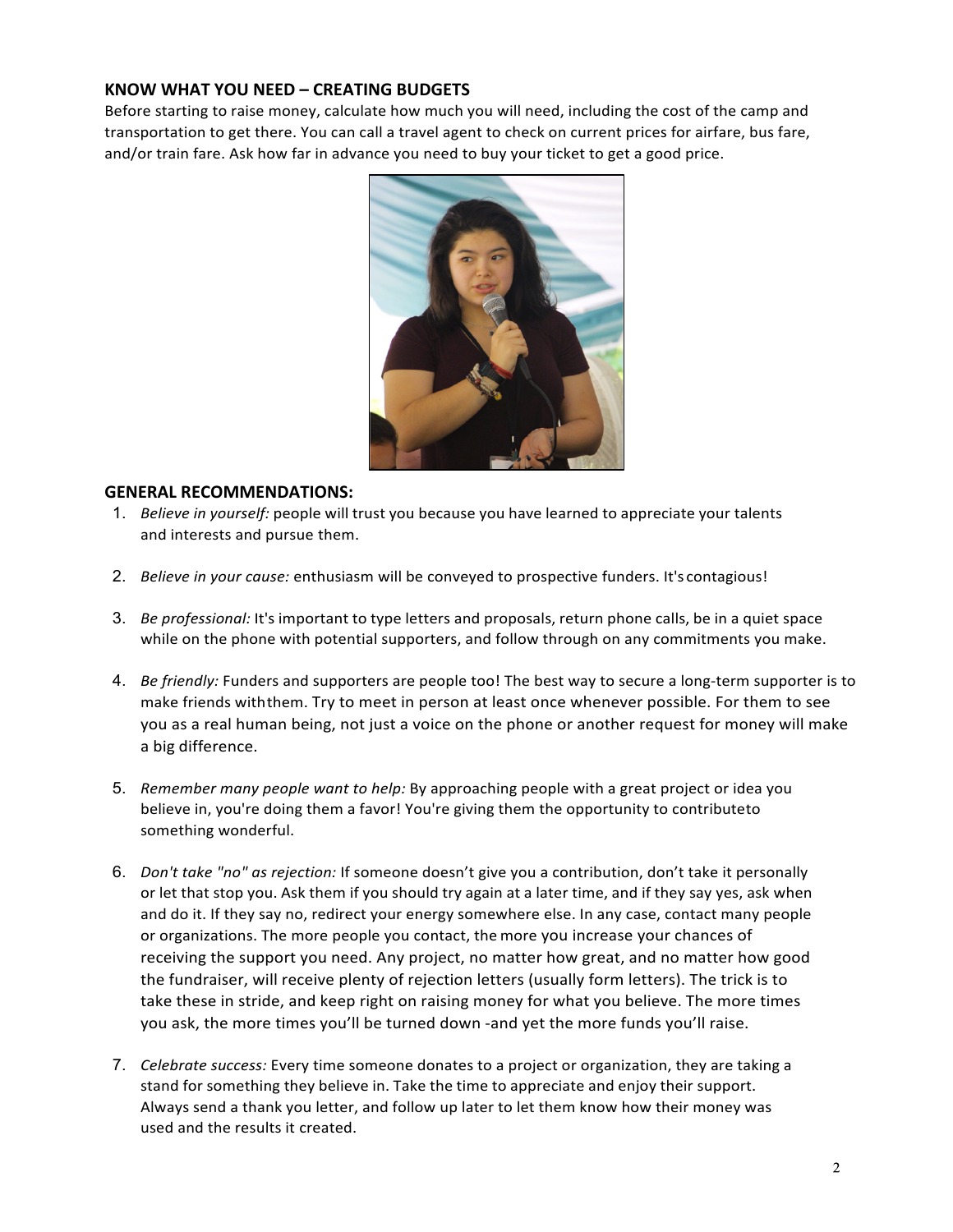## KNOW WHAT YOU NEED – CREATING BUDGETS

Before starting to raise money, calculate how much you will need, including the cost of the camp and transportation to get there. You can call a travel agent to check on current prices for airfare, bus fare, and/or train fare. Ask how far in advance you need to buy your ticket to get a good price.

## GENERAL RECOMMENDATIONS:

1. *Believe in yourself:* people will trust you because you have learned to appreciate your talents and interests and pursue them.

2. *Believe in your cause:* enthusiasm will be conveyed to prospective funders. It's contagious!

3. *Be professional:* It's important to type letters and proposals, return phone calls, be in a quiet space while on the phone with potential supporters, and follow through on any commitments you make.

4. *Be friendly:* Funders and supporters are people too! The best way to secure a long-term supporter is to make friends with them. Try to meet in person at least once whenever possible. For them to see you as a real human being, not just a voice on the phone or another request for money will make a big difference.

5. *Remember many people want to help:* By approaching people with a great project or idea you believe in, you're doing them a favor! You're giving them the opportunity to contribute to something wonderful.

6. *Don't take "no" as rejection:* If someone doesn't give you a contribution, don't take it personally or let that stop you. Ask them if you should try again at a later time, and if they say yes, ask when and do it. If they say no, redirect your energy somewhere else. In any case, contact many people or organizations. The more people you contact, the more you increase your chances of receiving the support you need. Any project, no matter how great, and no matter how good the fundraiser, will receive plenty of rejection letters (usually form letters). The trick is to take these in stride, and keep right on raising money for what you believe. The more times you ask, the more times you'll be turned down -and yet the more funds you'll raise.

7. *Celebrate success:* Every time someone donates to a project or organization, they are taking a stand for something they believe in. Take the time to appreciate and enjoy their support. Always send a thank you letter, and follow up later to let them know how their money was used and the results it created.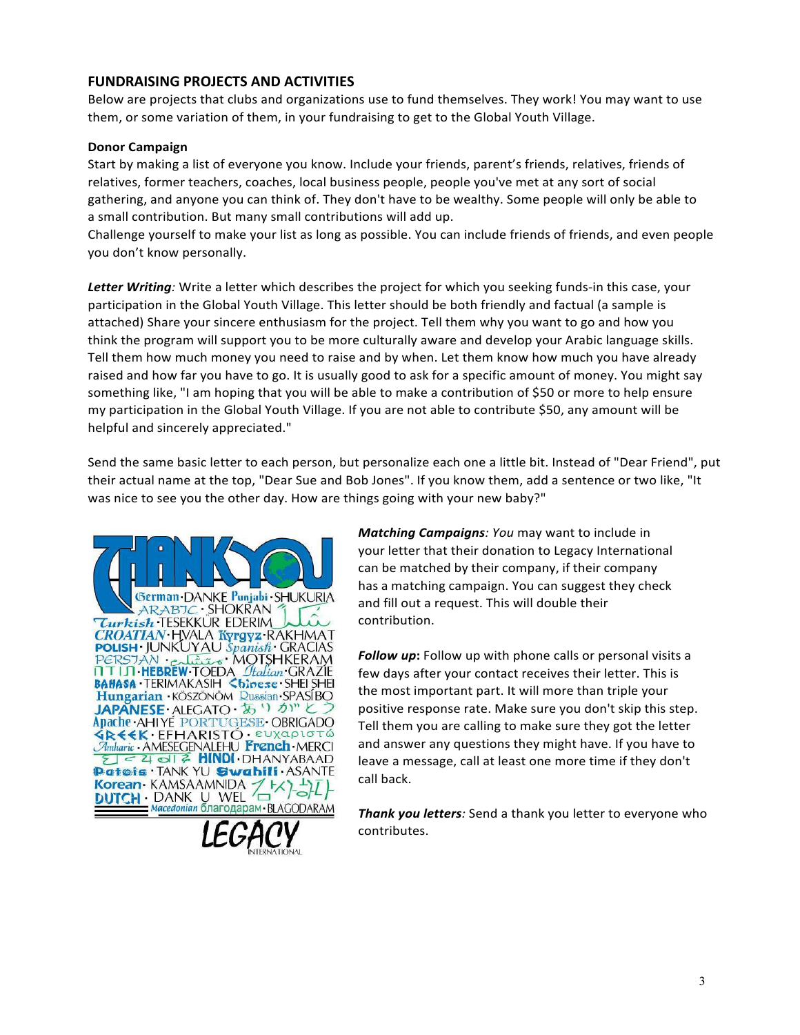## FUNDRAISING PROJECTS AND ACTIVITIES

Below are projects that clubs and organizations use to fund themselves. They work! You may want to use them, or some variation of them, in your fundraising to get to the Global Youth Village.

### Donor Campaign

Start by making a list of everyone you know. Include your friends, parent's friends, relatives, friends of relatives, former teachers, coaches, local business people, people you've met at any sort of social gathering, and anyone you can think of. They don't have to be wealthy. Some people will only be able to a small contribution. But many small contributions will add up.

Challenge yourself to make your list as long as possible. You can include friends of friends, and even people you don't know personally.

***Letter Writing****:* Write a letter which describes the project for which you seeking funds-in this case, your participation in the Global Youth Village. This letter should be both friendly and factual (a sample is attached) Share your sincere enthusiasm for the project. Tell them why you want to go and how you think the program will support you to be more culturally aware and develop your Arabic language skills. Tell them how much money you need to raise and by when. Let them know how much you have already raised and how far you have to go. It is usually good to ask for a specific amount of money. You might say something like, "I am hoping that you will be able to make a contribution of $50 or more to help ensure my participation in the Global Youth Village. If you are not able to contribute $50, any amount will be helpful and sincerely appreciated."

Send the same basic letter to each person, but personalize each one a little bit. Instead of "Dear Friend", put their actual name at the top, "Dear Sue and Bob Jones". If you know them, add a sentence or two like, "It was nice to see you the other day. How are things going with your new baby?"

***Matching Campaigns****: You* may want to include in your letter that their donation to Legacy International can be matched by their company, if their company has a matching campaign. You can suggest they check and fill out a request. This will double their contribution.

***Follow up*****:** Follow up with phone calls or personal visits a few days after your contact receives their letter. This is the most important part. It will more than triple your positive response rate. Make sure you don't skip this step. Tell them you are calling to make sure they got the letter and answer any questions they might have. If you have to leave a message, call at least one more time if they don't call back.

***Thank you letters****:* Send a thank you letter to everyone who contributes.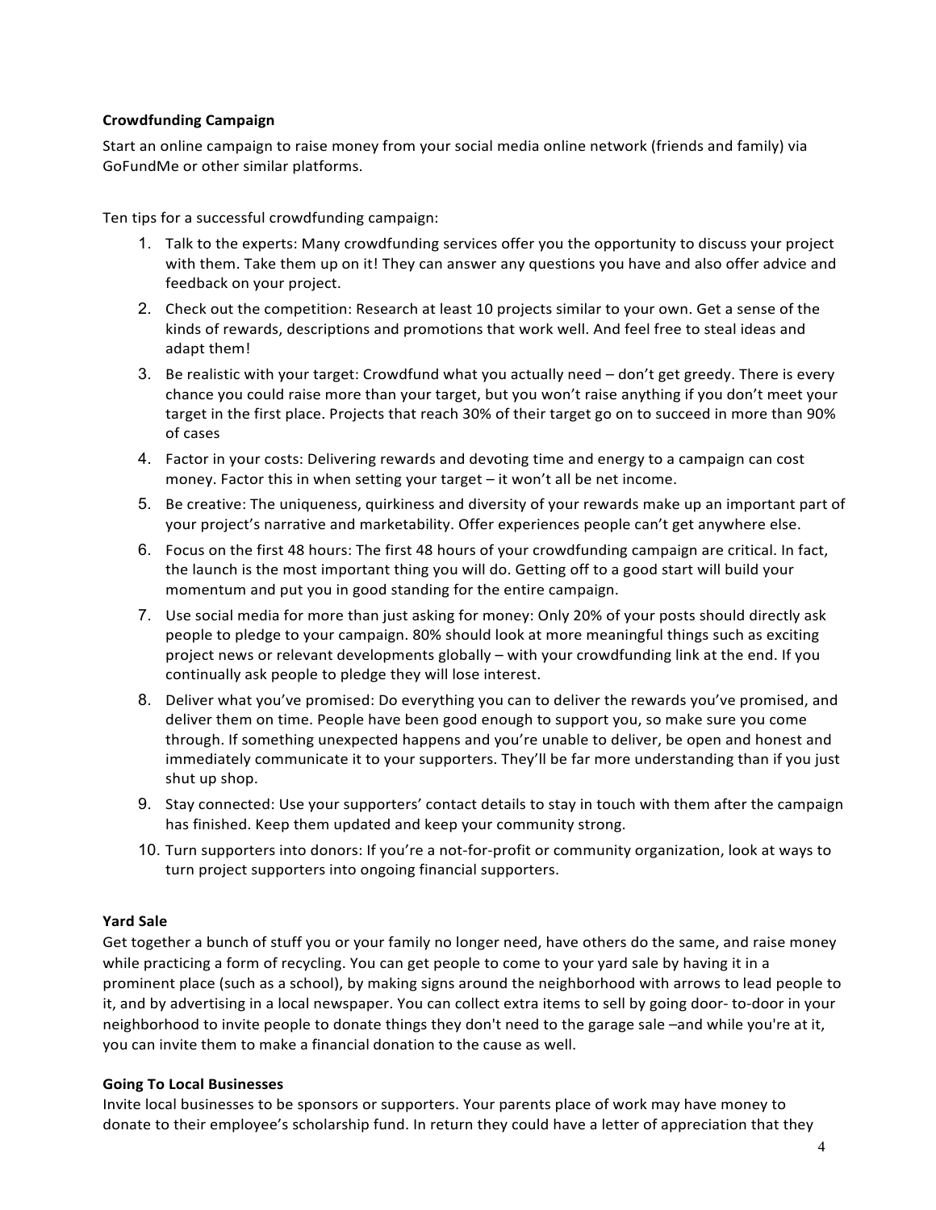**Crowdfunding Campaign**

Start an online campaign to raise money from your social media online network (friends and family) via GoFundMe or other similar platforms.

Ten tips for a successful crowdfunding campaign:

1. Talk to the experts: Many crowdfunding services offer you the opportunity to discuss your project with them. Take them up on it! They can answer any questions you have and also offer advice and feedback on your project.
2. Check out the competition: Research at least 10 projects similar to your own. Get a sense of the kinds of rewards, descriptions and promotions that work well. And feel free to steal ideas and adapt them!
3. Be realistic with your target: Crowdfund what you actually need – don't get greedy. There is every chance you could raise more than your target, but you won't raise anything if you don't meet your target in the first place. Projects that reach 30% of their target go on to succeed in more than 90% of cases
4. Factor in your costs: Delivering rewards and devoting time and energy to a campaign can cost money. Factor this in when setting your target – it won't all be net income.
5. Be creative: The uniqueness, quirkiness and diversity of your rewards make up an important part of your project's narrative and marketability. Offer experiences people can't get anywhere else.
6. Focus on the first 48 hours: The first 48 hours of your crowdfunding campaign are critical. In fact, the launch is the most important thing you will do. Getting off to a good start will build your momentum and put you in good standing for the entire campaign.
7. Use social media for more than just asking for money: Only 20% of your posts should directly ask people to pledge to your campaign. 80% should look at more meaningful things such as exciting project news or relevant developments globally – with your crowdfunding link at the end. If you continually ask people to pledge they will lose interest.
8. Deliver what you've promised: Do everything you can to deliver the rewards you've promised, and deliver them on time. People have been good enough to support you, so make sure you come through. If something unexpected happens and you're unable to deliver, be open and honest and immediately communicate it to your supporters. They'll be far more understanding than if you just shut up shop.
9. Stay connected: Use your supporters' contact details to stay in touch with them after the campaign has finished. Keep them updated and keep your community strong.
10. Turn supporters into donors: If you're a not-for-profit or community organization, look at ways to turn project supporters into ongoing financial supporters.

**Yard Sale**

Get together a bunch of stuff you or your family no longer need, have others do the same, and raise money while practicing a form of recycling. You can get people to come to your yard sale by having it in a prominent place (such as a school), by making signs around the neighborhood with arrows to lead people to it, and by advertising in a local newspaper. You can collect extra items to sell by going door- to-door in your neighborhood to invite people to donate things they don't need to the garage sale –and while you're at it, you can invite them to make a financial donation to the cause as well.

**Going To Local Businesses**

Invite local businesses to be sponsors or supporters. Your parents place of work may have money to donate to their employee's scholarship fund. In return they could have a letter of appreciation that they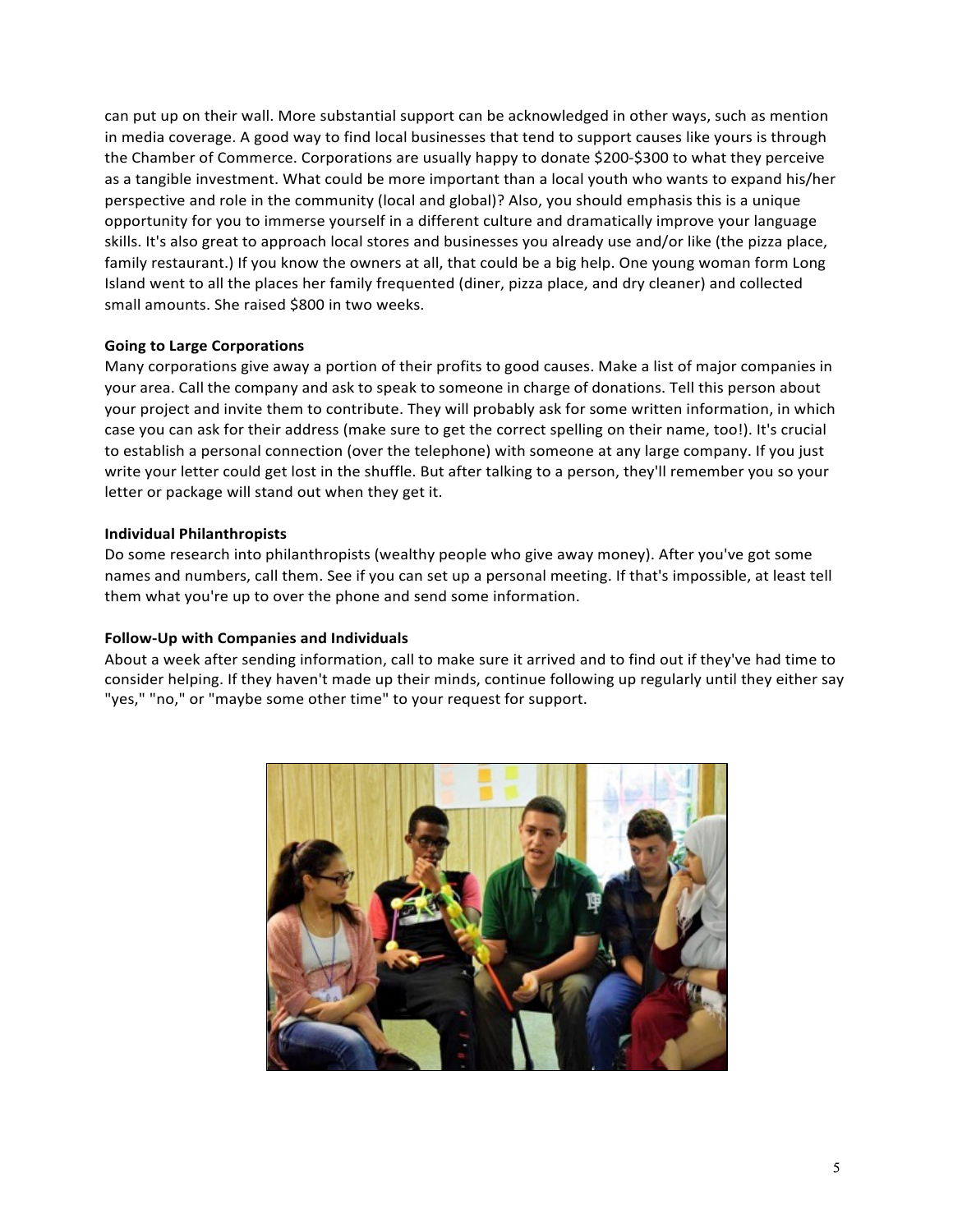can put up on their wall. More substantial support can be acknowledged in other ways, such as mention in media coverage. A good way to find local businesses that tend to support causes like yours is through the Chamber of Commerce. Corporations are usually happy to donate $200-$300 to what they perceive as a tangible investment. What could be more important than a local youth who wants to expand his/her perspective and role in the community (local and global)? Also, you should emphasis this is a unique opportunity for you to immerse yourself in a different culture and dramatically improve your language skills. It's also great to approach local stores and businesses you already use and/or like (the pizza place, family restaurant.) If you know the owners at all, that could be a big help. One young woman form Long Island went to all the places her family frequented (diner, pizza place, and dry cleaner) and collected small amounts. She raised $800 in two weeks.

**Going to Large Corporations**

Many corporations give away a portion of their profits to good causes. Make a list of major companies in your area. Call the company and ask to speak to someone in charge of donations. Tell this person about your project and invite them to contribute. They will probably ask for some written information, in which case you can ask for their address (make sure to get the correct spelling on their name, too!). It's crucial to establish a personal connection (over the telephone) with someone at any large company. If you just write your letter could get lost in the shuffle. But after talking to a person, they'll remember you so your letter or package will stand out when they get it.

**Individual Philanthropists**

Do some research into philanthropists (wealthy people who give away money). After you've got some names and numbers, call them. See if you can set up a personal meeting. If that's impossible, at least tell them what you're up to over the phone and send some information.

**Follow-Up with Companies and Individuals**

About a week after sending information, call to make sure it arrived and to find out if they've had time to consider helping. If they haven't made up their minds, continue following up regularly until they either say "yes," "no," or "maybe some other time" to your request for support.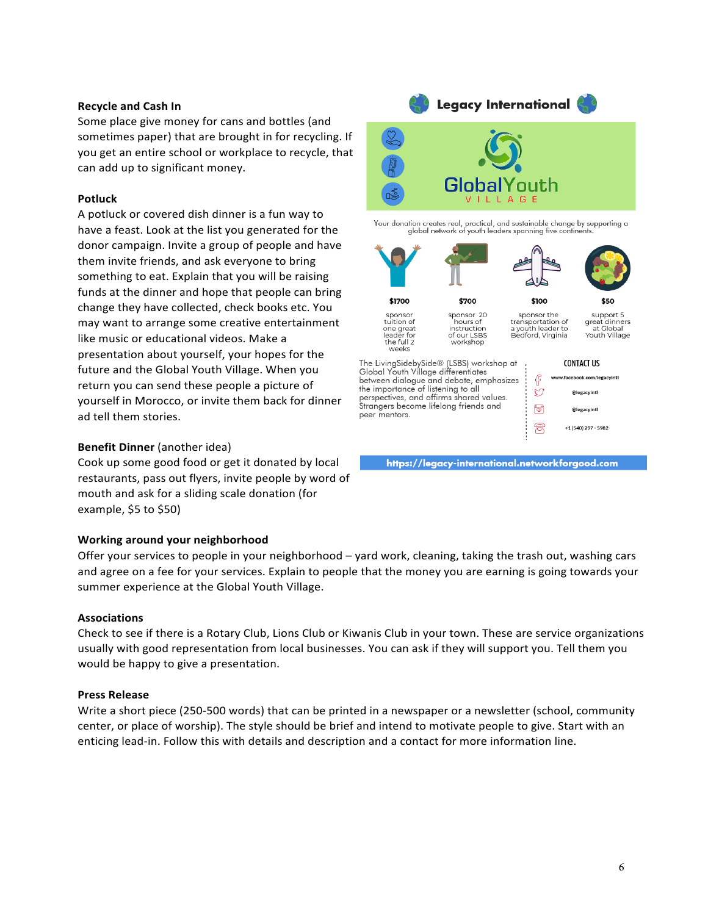**Recycle and Cash In**

Some place give money for cans and bottles (and sometimes paper) that are brought in for recycling. If you get an entire school or workplace to recycle, that can add up to significant money.

**Potluck**

A potluck or covered dish dinner is a fun way to have a feast. Look at the list you generated for the donor campaign. Invite a group of people and have them invite friends, and ask everyone to bring something to eat. Explain that you will be raising funds at the dinner and hope that people can bring change they have collected, check books etc. You may want to arrange some creative entertainment like music or educational videos. Make a presentation about yourself, your hopes for the future and the Global Youth Village. When you return you can send these people a picture of yourself in Morocco, or invite them back for dinner ad tell them stories.

**Benefit Dinner** (another idea)

Cook up some good food or get it donated by local restaurants, pass out flyers, invite people by word of mouth and ask for a sliding scale donation (for example, $5 to $50)

**Legacy International**

**GlobalYouth VILLAGE**

Your donation creates real, practical, and sustainable change by supporting a global network of youth leaders spanning five continents.

| $1700 | $700 | $100 | $50 |
|---|---|---|---|
| sponsor tuition of one great leader for the full 2 weeks | sponsor 20 hours of instruction of our LSBS workshop | sponsor the transportation of a youth leader to Bedford, Virginia | support 5 great dinners at Global Youth Village |

The LivingSidebySide® (LSBS) workshop at Global Youth Village differentiates between dialogue and debate, emphasizes the importance of listening to all perspectives, and affirms shared values. Strangers become lifelong friends and peer mentors.

CONTACT US

- www.facebook.com/legacyintl
- @legacyintl
- @legacyintl
- +1 (540) 297 - 5982

https://legacy-international.networkforgood.com

**Working around your neighborhood**

Offer your services to people in your neighborhood – yard work, cleaning, taking the trash out, washing cars and agree on a fee for your services. Explain to people that the money you are earning is going towards your summer experience at the Global Youth Village.

**Associations**

Check to see if there is a Rotary Club, Lions Club or Kiwanis Club in your town. These are service organizations usually with good representation from local businesses. You can ask if they will support you. Tell them you would be happy to give a presentation.

**Press Release**

Write a short piece (250-500 words) that can be printed in a newspaper or a newsletter (school, community center, or place of worship). The style should be brief and intend to motivate people to give. Start with an enticing lead-in. Follow this with details and description and a contact for more information line.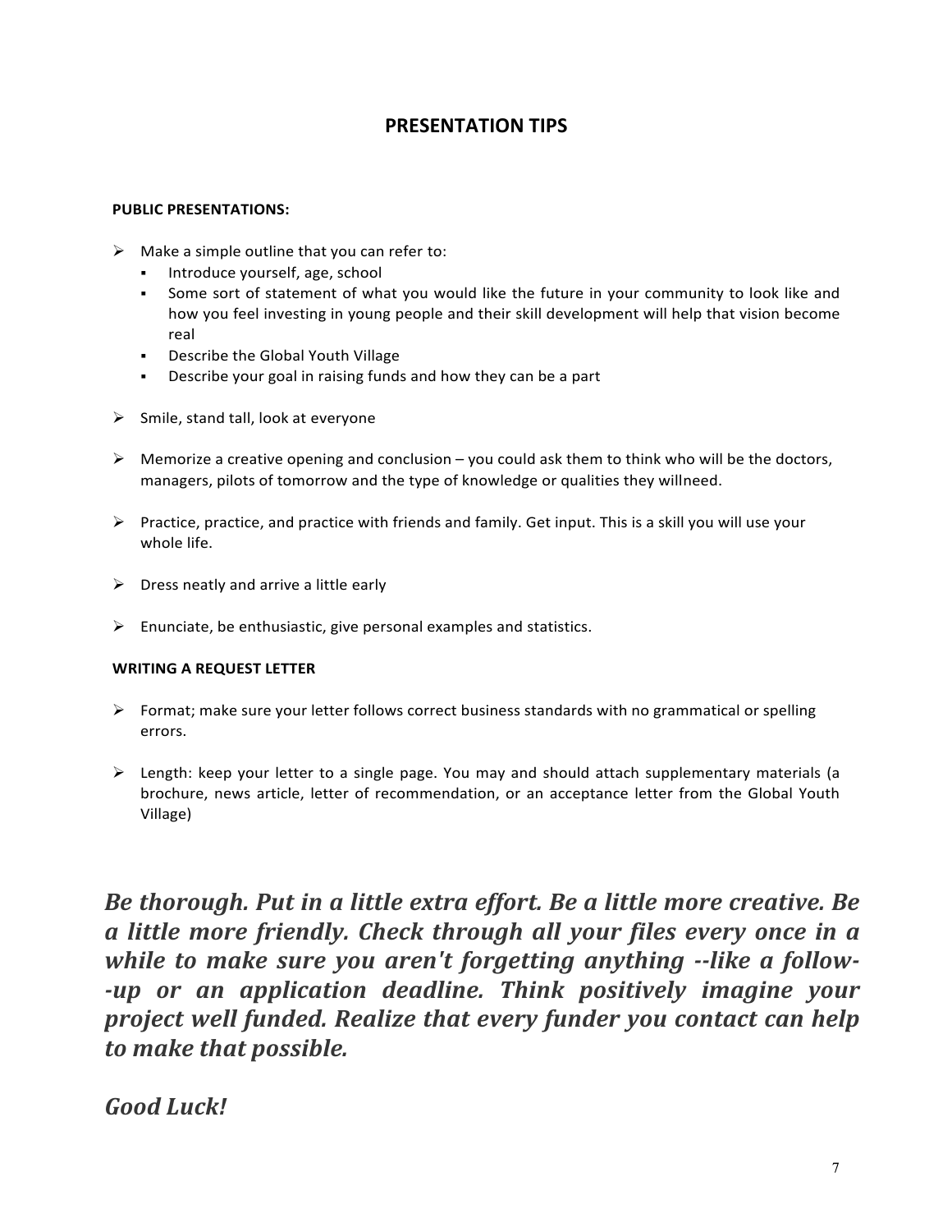## PRESENTATION TIPS

### PUBLIC PRESENTATIONS:

- Make a simple outline that you can refer to:
  - Introduce yourself, age, school
  - Some sort of statement of what you would like the future in your community to look like and how you feel investing in young people and their skill development will help that vision become real
  - Describe the Global Youth Village
  - Describe your goal in raising funds and how they can be a part
- Smile, stand tall, look at everyone
- Memorize a creative opening and conclusion – you could ask them to think who will be the doctors, managers, pilots of tomorrow and the type of knowledge or qualities they willneed.
- Practice, practice, and practice with friends and family. Get input. This is a skill you will use your whole life.
- Dress neatly and arrive a little early
- Enunciate, be enthusiastic, give personal examples and statistics.

### WRITING A REQUEST LETTER

- Format; make sure your letter follows correct business standards with no grammatical or spelling errors.
- Length: keep your letter to a single page. You may and should attach supplementary materials (a brochure, news article, letter of recommendation, or an acceptance letter from the Global Youth Village)

***Be thorough. Put in a little extra effort. Be a little more creative. Be a little more friendly. Check through all your files every once in a while to make sure you aren't forgetting anything --like a follow--up or an application deadline. Think positively imagine your project well funded. Realize that every funder you contact can help to make that possible.***

***Good Luck!***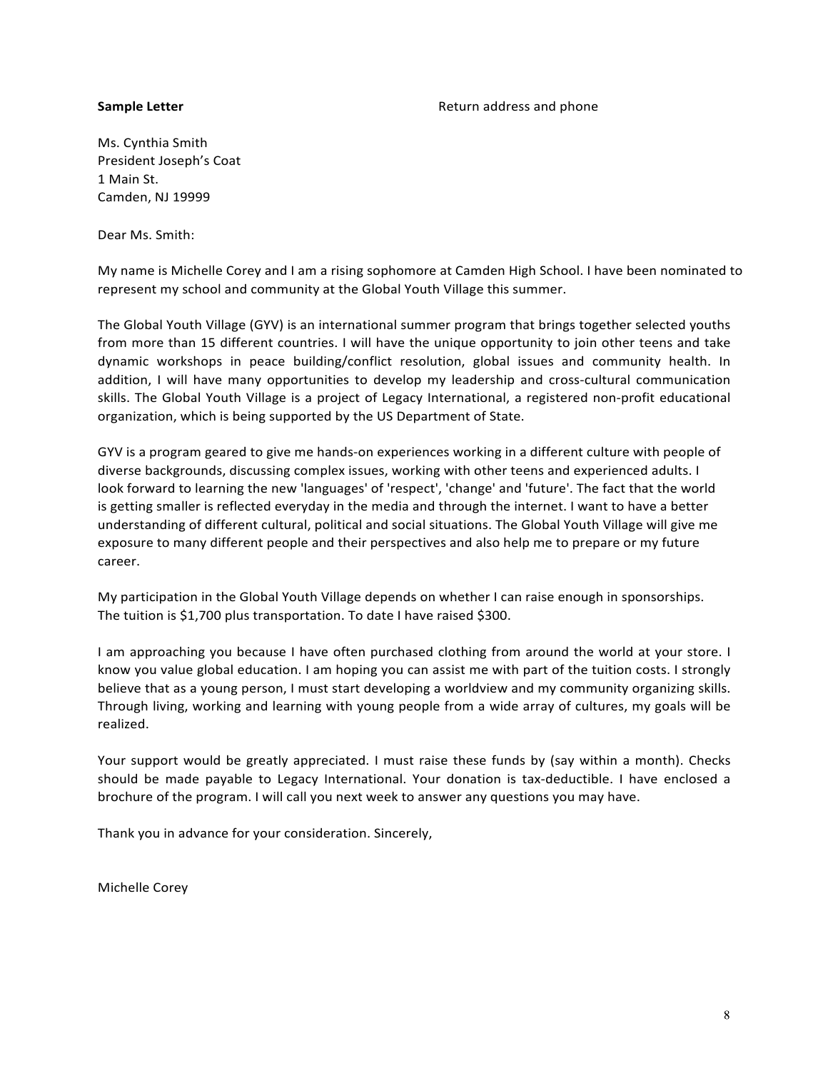**Sample Letter** Return address and phone

Ms. Cynthia Smith
President Joseph's Coat
1 Main St.
Camden, NJ 19999

Dear Ms. Smith:

My name is Michelle Corey and I am a rising sophomore at Camden High School. I have been nominated to represent my school and community at the Global Youth Village this summer.

The Global Youth Village (GYV) is an international summer program that brings together selected youths from more than 15 different countries. I will have the unique opportunity to join other teens and take dynamic workshops in peace building/conflict resolution, global issues and community health. In addition, I will have many opportunities to develop my leadership and cross-cultural communication skills. The Global Youth Village is a project of Legacy International, a registered non-profit educational organization, which is being supported by the US Department of State.

GYV is a program geared to give me hands-on experiences working in a different culture with people of diverse backgrounds, discussing complex issues, working with other teens and experienced adults. I look forward to learning the new 'languages' of 'respect', 'change' and 'future'. The fact that the world is getting smaller is reflected everyday in the media and through the internet. I want to have a better understanding of different cultural, political and social situations. The Global Youth Village will give me exposure to many different people and their perspectives and also help me to prepare or my future career.

My participation in the Global Youth Village depends on whether I can raise enough in sponsorships. The tuition is $1,700 plus transportation. To date I have raised $300.

I am approaching you because I have often purchased clothing from around the world at your store. I know you value global education. I am hoping you can assist me with part of the tuition costs. I strongly believe that as a young person, I must start developing a worldview and my community organizing skills. Through living, working and learning with young people from a wide array of cultures, my goals will be realized.

Your support would be greatly appreciated. I must raise these funds by (say within a month). Checks should be made payable to Legacy International. Your donation is tax-deductible. I have enclosed a brochure of the program. I will call you next week to answer any questions you may have.

Thank you in advance for your consideration. Sincerely,

Michelle Corey